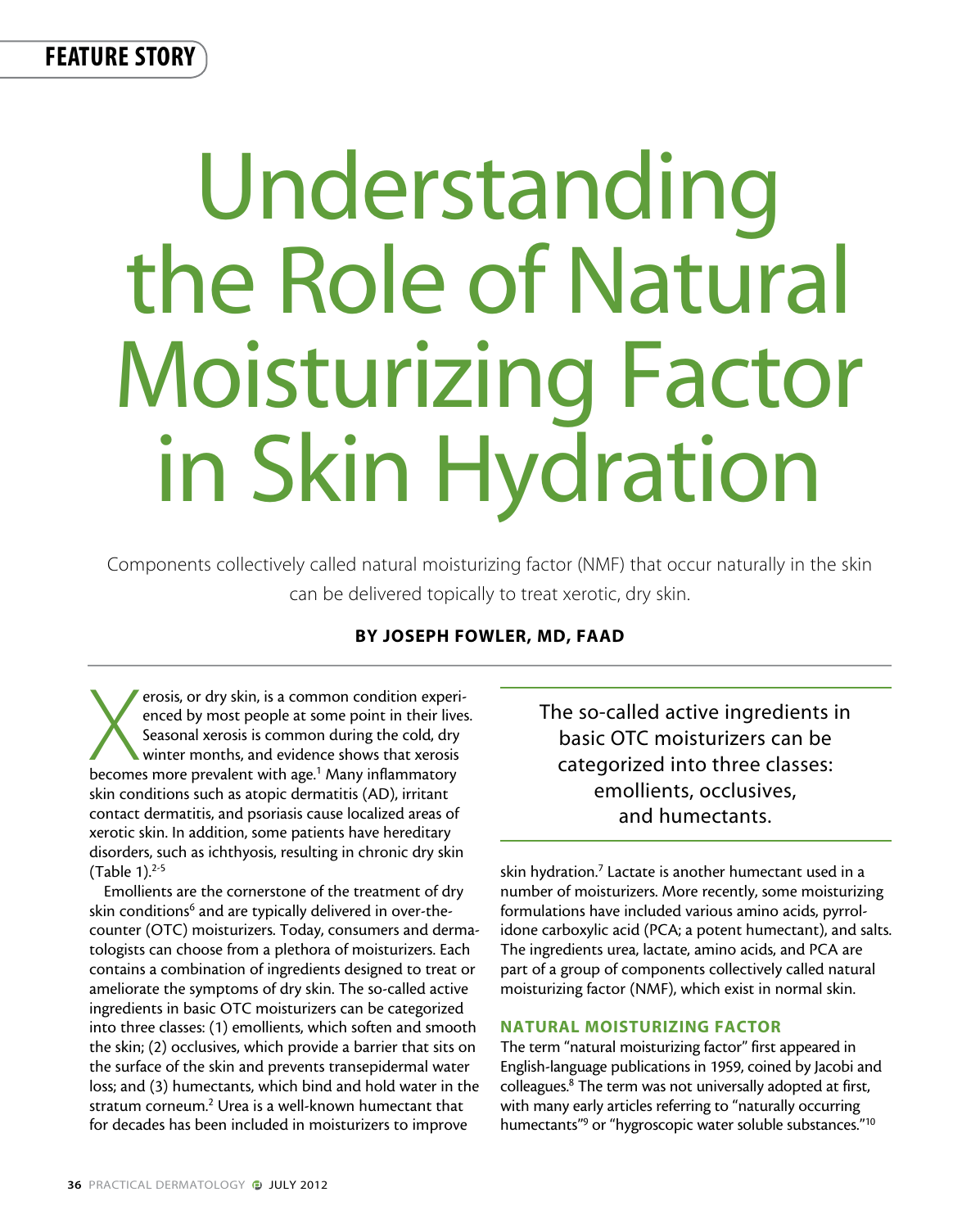FEATURE STORY

# Understanding the Role of Natural Moisturizing Factor in Skin Hydration

Components collectively called natural moisturizing factor (NMF) that occur naturally in the skin can be delivered topically to treat xerotic, dry skin.

**BY JOSEPH FOWLER, MD, FAAD**

Xerosis, or dry skin, is a common condition experienced by most people at some point in their lives. Seasonal xerosis is common during the cold, dry winter months, and evidence shows that xerosis becomes more prevalent with age.[1] Many inflammatory skin conditions such as atopic dermatitis (AD), irritant contact dermatitis, and psoriasis cause localized areas of xerotic skin. In addition, some patients have hereditary disorders, such as ichthyosis, resulting in chronic dry skin (Table 1).[2-5]

Emollients are the cornerstone of the treatment of dry skin conditions[6] and are typically delivered in over-the-counter (OTC) moisturizers. Today, consumers and dermatologists can choose from a plethora of moisturizers. Each contains a combination of ingredients designed to treat or ameliorate the symptoms of dry skin. The so-called active ingredients in basic OTC moisturizers can be categorized into three classes: (1) emollients, which soften and smooth the skin; (2) occlusives, which provide a barrier that sits on the surface of the skin and prevents transepidermal water loss; and (3) humectants, which bind and hold water in the stratum corneum.[2] Urea is a well-known humectant that for decades has been included in moisturizers to improve skin hydration.[7] Lactate is another humectant used in a number of moisturizers. More recently, some moisturizing formulations have included various amino acids, pyrrolidone carboxylic acid (PCA; a potent humectant), and salts. The ingredients urea, lactate, amino acids, and PCA are part of a group of components collectively called natural moisturizing factor (NMF), which exist in normal skin.

> The so-called active ingredients in basic OTC moisturizers can be categorized into three classes: emollients, occlusives, and humectants.

## NATURAL MOISTURIZING FACTOR

The term "natural moisturizing factor" first appeared in English-language publications in 1959, coined by Jacobi and colleagues.[8] The term was not universally adopted at first, with many early articles referring to "naturally occurring humectants"[9] or "hygroscopic water soluble substances."[10]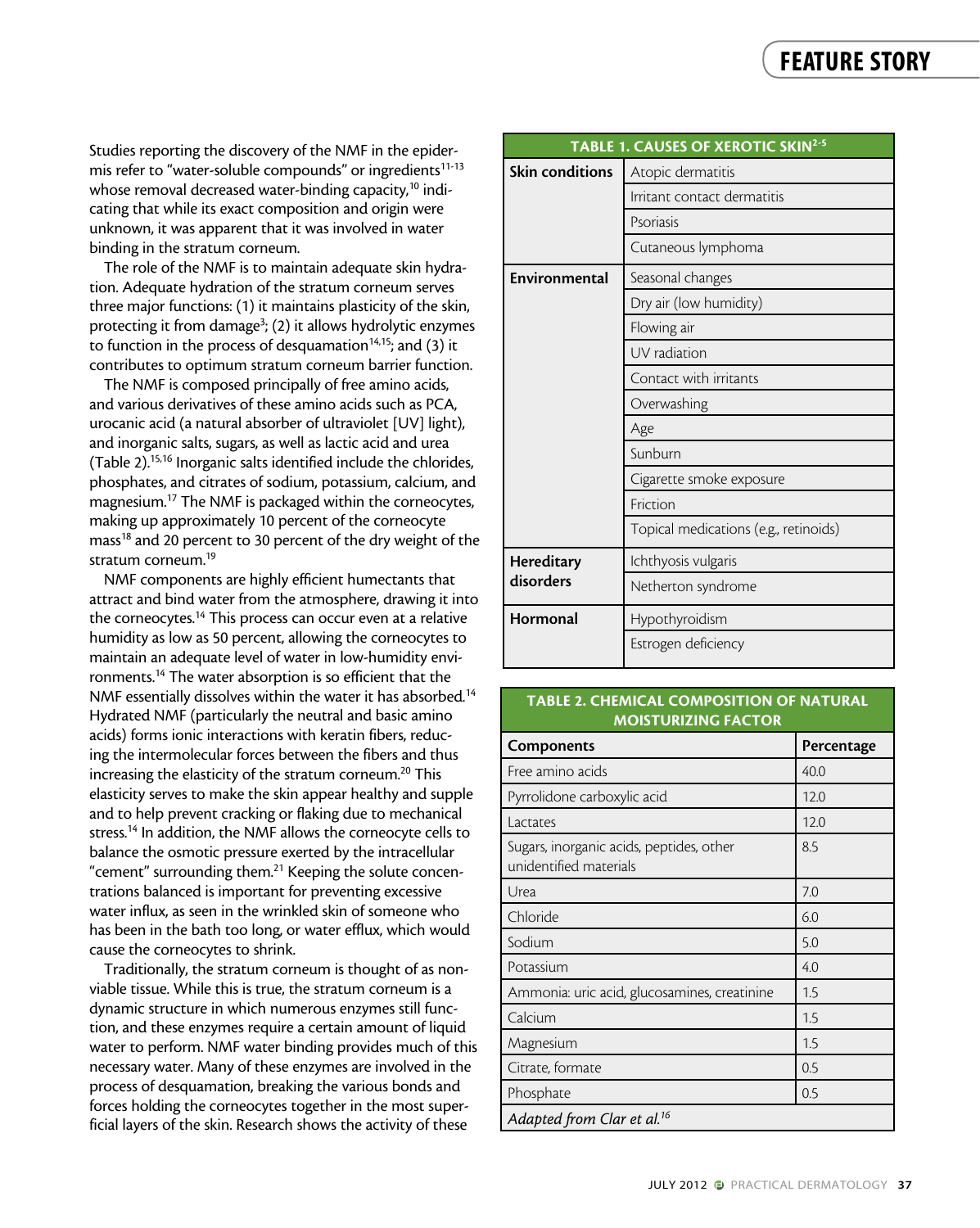Studies reporting the discovery of the NMF in the epidermis refer to "water-soluble compounds" or ingredients[11-13] whose removal decreased water-binding capacity,[10] indicating that while its exact composition and origin were unknown, it was apparent that it was involved in water binding in the stratum corneum.

The role of the NMF is to maintain adequate skin hydration. Adequate hydration of the stratum corneum serves three major functions: (1) it maintains plasticity of the skin, protecting it from damage[3]; (2) it allows hydrolytic enzymes to function in the process of desquamation[14,15]; and (3) it contributes to optimum stratum corneum barrier function.

The NMF is composed principally of free amino acids, and various derivatives of these amino acids such as PCA, urocanic acid (a natural absorber of ultraviolet [UV] light), and inorganic salts, sugars, as well as lactic acid and urea (Table 2).[15,16] Inorganic salts identified include the chlorides, phosphates, and citrates of sodium, potassium, calcium, and magnesium.[17] The NMF is packaged within the corneocytes, making up approximately 10 percent of the corneocyte mass[18] and 20 percent to 30 percent of the dry weight of the stratum corneum.[19]

NMF components are highly efficient humectants that attract and bind water from the atmosphere, drawing it into the corneocytes.[14] This process can occur even at a relative humidity as low as 50 percent, allowing the corneocytes to maintain an adequate level of water in low-humidity environments.[14] The water absorption is so efficient that the NMF essentially dissolves within the water it has absorbed.[14] Hydrated NMF (particularly the neutral and basic amino acids) forms ionic interactions with keratin fibers, reducing the intermolecular forces between the fibers and thus increasing the elasticity of the stratum corneum.[20] This elasticity serves to make the skin appear healthy and supple and to help prevent cracking or flaking due to mechanical stress.[14] In addition, the NMF allows the corneocyte cells to balance the osmotic pressure exerted by the intracellular "cement" surrounding them.[21] Keeping the solute concentrations balanced is important for preventing excessive water influx, as seen in the wrinkled skin of someone who has been in the bath too long, or water efflux, which would cause the corneocytes to shrink.

Traditionally, the stratum corneum is thought of as nonviable tissue. While this is true, the stratum corneum is a dynamic structure in which numerous enzymes still function, and these enzymes require a certain amount of liquid water to perform. NMF water binding provides much of this necessary water. Many of these enzymes are involved in the process of desquamation, breaking the various bonds and forces holding the corneocytes together in the most superficial layers of the skin. Research shows the activity of these

**TABLE 1. CAUSES OF XEROTIC SKIN[2-5]**

| | |
|---|---|
| **Skin conditions** | Atopic dermatitis |
| | Irritant contact dermatitis |
| | Psoriasis |
| | Cutaneous lymphoma |
| **Environmental** | Seasonal changes |
| | Dry air (low humidity) |
| | Flowing air |
| | UV radiation |
| | Contact with irritants |
| | Overwashing |
| | Age |
| | Sunburn |
| | Cigarette smoke exposure |
| | Friction |
| | Topical medications (e.g., retinoids) |
| **Hereditary disorders** | Ichthyosis vulgaris |
| | Netherton syndrome |
| **Hormonal** | Hypothyroidism |
| | Estrogen deficiency |

**TABLE 2. CHEMICAL COMPOSITION OF NATURAL MOISTURIZING FACTOR**

| Components | Percentage |
|---|---|
| Free amino acids | 40.0 |
| Pyrrolidone carboxylic acid | 12.0 |
| Lactates | 12.0 |
| Sugars, inorganic acids, peptides, other unidentified materials | 8.5 |
| Urea | 7.0 |
| Chloride | 6.0 |
| Sodium | 5.0 |
| Potassium | 4.0 |
| Ammonia: uric acid, glucosamines, creatinine | 1.5 |
| Calcium | 1.5 |
| Magnesium | 1.5 |
| Citrate, formate | 0.5 |
| Phosphate | 0.5 |

*Adapted from Clar et al.[16]*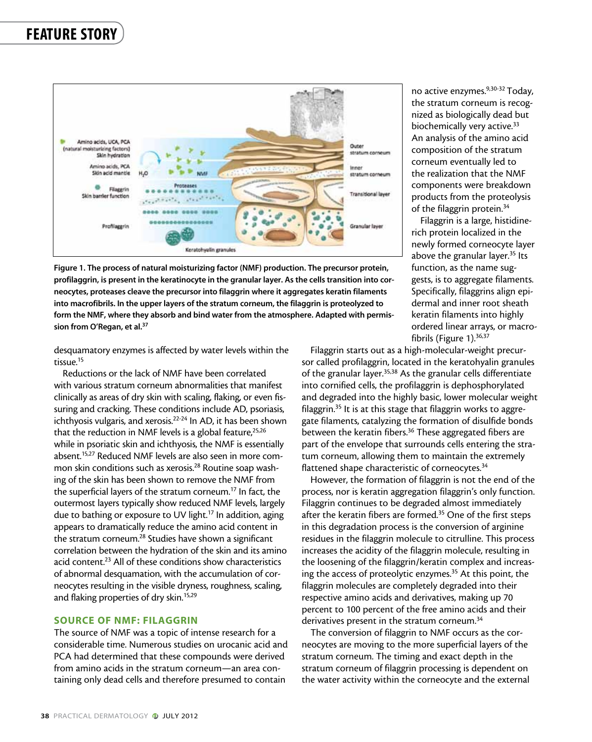no active enzymes.[9,30-32] Today, the stratum corneum is recognized as biologically dead but biochemically very active.[33] An analysis of the amino acid composition of the stratum corneum eventually led to the realization that the NMF components were breakdown products from the proteolysis of the filaggrin protein.[34]

Filaggrin is a large, histidine-rich protein localized in the newly formed corneocyte layer above the granular layer.[35] Its function, as the name suggests, is to aggregate filaments. Specifically, filaggrins align epidermal and inner root sheath keratin filaments into highly ordered linear arrays, or macrofibrils (Figure 1).[36,37]

**Figure 1. The process of natural moisturizing factor (NMF) production. The precursor protein, profilaggrin, is present in the keratinocyte in the granular layer. As the cells transition into corneocytes, proteases cleave the precursor into filaggrin where it aggregates keratin filaments into macrofibrils. In the upper layers of the stratum corneum, the filaggrin is proteolyzed to form the NMF, where they absorb and bind water from the atmosphere. Adapted with permission from O'Regan, et al.[37]**

desquamatory enzymes is affected by water levels within the tissue.[15]

Reductions or the lack of NMF have been correlated with various stratum corneum abnormalities that manifest clinically as areas of dry skin with scaling, flaking, or even fissuring and cracking. These conditions include AD, psoriasis, ichthyosis vulgaris, and xerosis.[22-24] In AD, it has been shown that the reduction in NMF levels is a global feature,[25,26] while in psoriatic skin and ichthyosis, the NMF is essentially absent.[15,27] Reduced NMF levels are also seen in more common skin conditions such as xerosis.[28] Routine soap washing of the skin has been shown to remove the NMF from the superficial layers of the stratum corneum.[17] In fact, the outermost layers typically show reduced NMF levels, largely due to bathing or exposure to UV light.[17] In addition, aging appears to dramatically reduce the amino acid content in the stratum corneum.[28] Studies have shown a significant correlation between the hydration of the skin and its amino acid content.[23] All of these conditions show characteristics of abnormal desquamation, with the accumulation of corneocytes resulting in the visible dryness, roughness, scaling, and flaking properties of dry skin.[15,29]

## SOURCE OF NMF: FILAGGRIN

The source of NMF was a topic of intense research for a considerable time. Numerous studies on urocanic acid and PCA had determined that these compounds were derived from amino acids in the stratum corneum—an area containing only dead cells and therefore presumed to contain

Filaggrin starts out as a high-molecular-weight precursor called profilaggrin, located in the keratohyalin granules of the granular layer.[35,38] As the granular cells differentiate into cornified cells, the profilaggrin is dephosphorylated and degraded into the highly basic, lower molecular weight filaggrin.[35] It is at this stage that filaggrin works to aggregate filaments, catalyzing the formation of disulfide bonds between the keratin fibers.[36] These aggregated fibers are part of the envelope that surrounds cells entering the stratum corneum, allowing them to maintain the extremely flattened shape characteristic of corneocytes.[34]

However, the formation of filaggrin is not the end of the process, nor is keratin aggregation filaggrin's only function. Filaggrin continues to be degraded almost immediately after the keratin fibers are formed.[35] One of the first steps in this degradation process is the conversion of arginine residues in the filaggrin molecule to citrulline. This process increases the acidity of the filaggrin molecule, resulting in the loosening of the filaggrin/keratin complex and increasing the access of proteolytic enzymes.[35] At this point, the filaggrin molecules are completely degraded into their respective amino acids and derivatives, making up 70 percent to 100 percent of the free amino acids and their derivatives present in the stratum corneum.[34]

The conversion of filaggrin to NMF occurs as the corneocytes are moving to the more superficial layers of the stratum corneum. The timing and exact depth in the stratum corneum of filaggrin processing is dependent on the water activity within the corneocyte and the external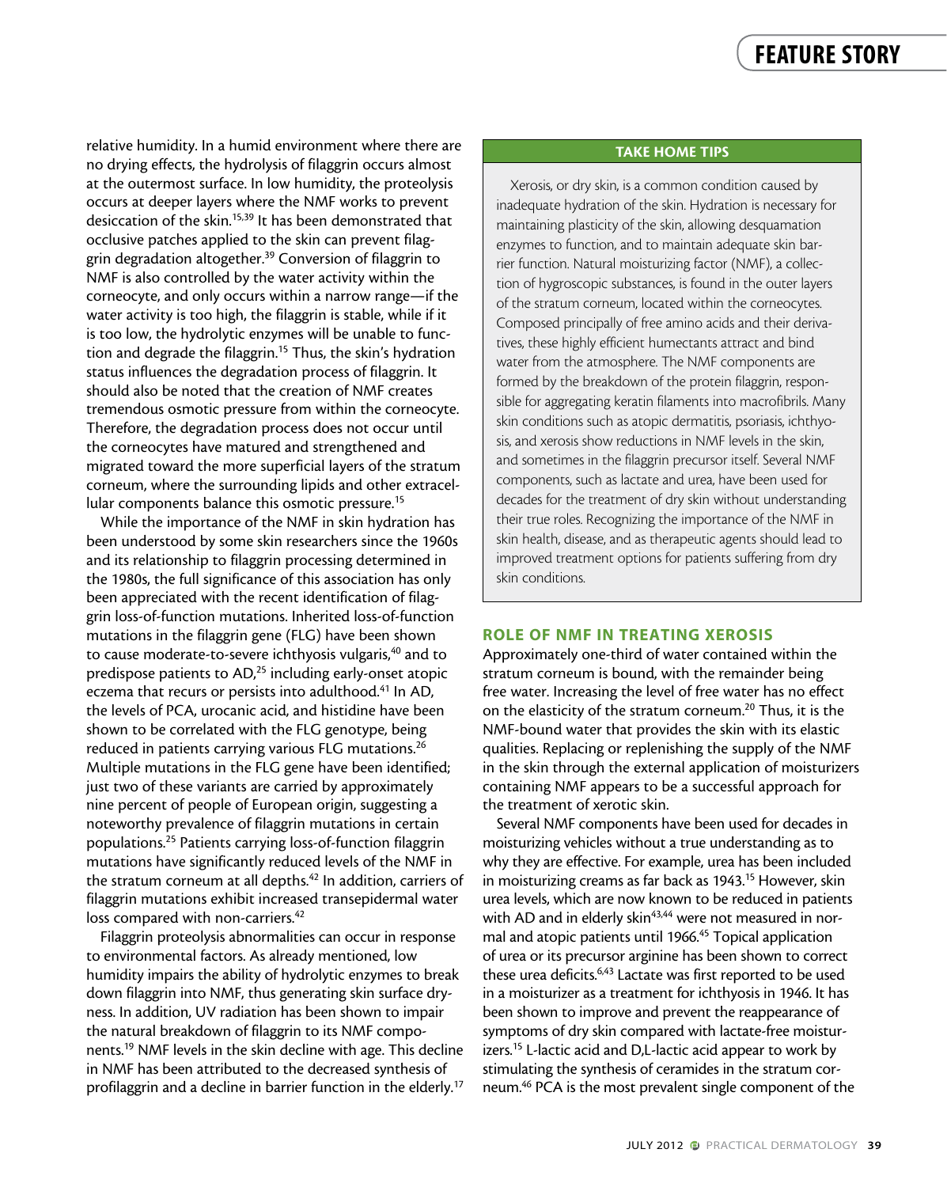relative humidity. In a humid environment where there are no drying effects, the hydrolysis of filaggrin occurs almost at the outermost surface. In low humidity, the proteolysis occurs at deeper layers where the NMF works to prevent desiccation of the skin.[15,39] It has been demonstrated that occlusive patches applied to the skin can prevent filaggrin degradation altogether.[39] Conversion of filaggrin to NMF is also controlled by the water activity within the corneocyte, and only occurs within a narrow range—if the water activity is too high, the filaggrin is stable, while if it is too low, the hydrolytic enzymes will be unable to function and degrade the filaggrin.[15] Thus, the skin's hydration status influences the degradation process of filaggrin. It should also be noted that the creation of NMF creates tremendous osmotic pressure from within the corneocyte. Therefore, the degradation process does not occur until the corneocytes have matured and strengthened and migrated toward the more superficial layers of the stratum corneum, where the surrounding lipids and other extracellular components balance this osmotic pressure.[15]

While the importance of the NMF in skin hydration has been understood by some skin researchers since the 1960s and its relationship to filaggrin processing determined in the 1980s, the full significance of this association has only been appreciated with the recent identification of filaggrin loss-of-function mutations. Inherited loss-of-function mutations in the filaggrin gene (FLG) have been shown to cause moderate-to-severe ichthyosis vulgaris,[40] and to predispose patients to AD,[25] including early-onset atopic eczema that recurs or persists into adulthood.[41] In AD, the levels of PCA, urocanic acid, and histidine have been shown to be correlated with the FLG genotype, being reduced in patients carrying various FLG mutations.[26] Multiple mutations in the FLG gene have been identified; just two of these variants are carried by approximately nine percent of people of European origin, suggesting a noteworthy prevalence of filaggrin mutations in certain populations.[25] Patients carrying loss-of-function filaggrin mutations have significantly reduced levels of the NMF in the stratum corneum at all depths.[42] In addition, carriers of filaggrin mutations exhibit increased transepidermal water loss compared with non-carriers.[42]

Filaggrin proteolysis abnormalities can occur in response to environmental factors. As already mentioned, low humidity impairs the ability of hydrolytic enzymes to break down filaggrin into NMF, thus generating skin surface dryness. In addition, UV radiation has been shown to impair the natural breakdown of filaggrin to its NMF components.[19] NMF levels in the skin decline with age. This decline in NMF has been attributed to the decreased synthesis of profilaggrin and a decline in barrier function in the elderly.[17]

**TAKE HOME TIPS**

Xerosis, or dry skin, is a common condition caused by inadequate hydration of the skin. Hydration is necessary for maintaining plasticity of the skin, allowing desquamation enzymes to function, and to maintain adequate skin barrier function. Natural moisturizing factor (NMF), a collection of hygroscopic substances, is found in the outer layers of the stratum corneum, located within the corneocytes. Composed principally of free amino acids and their derivatives, these highly efficient humectants attract and bind water from the atmosphere. The NMF components are formed by the breakdown of the protein filaggrin, responsible for aggregating keratin filaments into macrofibrils. Many skin conditions such as atopic dermatitis, psoriasis, ichthyosis, and xerosis show reductions in NMF levels in the skin, and sometimes in the filaggrin precursor itself. Several NMF components, such as lactate and urea, have been used for decades for the treatment of dry skin without understanding their true roles. Recognizing the importance of the NMF in skin health, disease, and as therapeutic agents should lead to improved treatment options for patients suffering from dry skin conditions.

## ROLE OF NMF IN TREATING XEROSIS

Approximately one-third of water contained within the stratum corneum is bound, with the remainder being free water. Increasing the level of free water has no effect on the elasticity of the stratum corneum.[20] Thus, it is the NMF-bound water that provides the skin with its elastic qualities. Replacing or replenishing the supply of the NMF in the skin through the external application of moisturizers containing NMF appears to be a successful approach for the treatment of xerotic skin.

Several NMF components have been used for decades in moisturizing vehicles without a true understanding as to why they are effective. For example, urea has been included in moisturizing creams as far back as 1943.[15] However, skin urea levels, which are now known to be reduced in patients with AD and in elderly skin[43,44] were not measured in normal and atopic patients until 1966.[45] Topical application of urea or its precursor arginine has been shown to correct these urea deficits.[6,43] Lactate was first reported to be used in a moisturizer as a treatment for ichthyosis in 1946. It has been shown to improve and prevent the reappearance of symptoms of dry skin compared with lactate-free moisturizers.[15] L-lactic acid and D,L-lactic acid appear to work by stimulating the synthesis of ceramides in the stratum corneum.[46] PCA is the most prevalent single component of the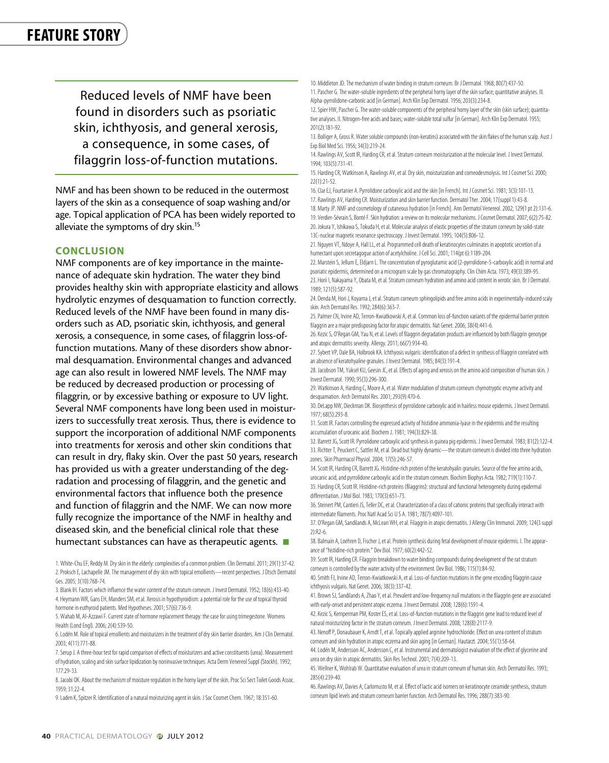> Reduced levels of NMF have been found in disorders such as psoriatic skin, ichthyosis, and general xerosis, a consequence, in some cases, of filaggrin loss-of-function mutations.

NMF and has been shown to be reduced in the outermost layers of the skin as a consequence of soap washing and/or age. Topical application of PCA has been widely reported to alleviate the symptoms of dry skin.[15]

## CONCLUSION

NMF components are of key importance in the maintenance of adequate skin hydration. The water they bind provides healthy skin with appropriate elasticity and allows hydrolytic enzymes of desquamation to function correctly. Reduced levels of the NMF have been found in many disorders such as AD, psoriatic skin, ichthyosis, and general xerosis, a consequence, in some cases, of filaggrin loss-of-function mutations. Many of these disorders show abnormal desquamation. Environmental changes and advanced age can also result in lowered NMF levels. The NMF may be reduced by decreased production or processing of filaggrin, or by excessive bathing or exposure to UV light. Several NMF components have long been used in moisturizers to successfully treat xerosis. Thus, there is evidence to support the incorporation of additional NMF components into treatments for xerosis and other skin conditions that can result in dry, flaky skin. Over the past 50 years, research has provided us with a greater understanding of the degradation and processing of filaggrin, and the genetic and environmental factors that influence both the presence and function of filaggrin and the NMF. We can now more fully recognize the importance of the NMF in healthy and diseased skin, and the beneficial clinical role that these humectant substances can have as therapeutic agents. ■

1. White-Chu EF, Reddy M. Dry skin in the elderly: complexities of a common problem. Clin Dermatol. 2011; 29(1):37-42.
2. Proksch E, Lachapelle JM. The management of dry skin with topical emollients—recent perspectives. J Dtsch Dermatol Ges. 2005; 3(10):768-74.
3. Blank IH. Factors which influence the water content of the stratum corneum. J Invest Dermatol. 1952; 18(6):433-40.
4. Heymann WR, Gans EH, Manders SM, et al. Xerosis in hypothyroidism: a potential role for the use of topical thyroid hormone in euthyroid patients. Med Hypotheses. 2001; 57(6):736-9.
5. Wahab M, Al-Azzawi F. Current state of hormone replacement therapy: the case for using trimegestone. Womens Health (Lond Engl). 2006; 2(4):539-50.
6. Lodén M. Role of topical emollients and moisturizers in the treatment of dry skin barrier disorders. Am J Clin Dermatol. 2003; 4(11):771-88.
7. Serup J. A three-hour test for rapid comparison of effects of moisturizers and active constituents (urea). Measurement of hydration, scaling and skin surface lipidization by noninvasive techniques. Acta Derm Venereol Suppl (Stockh). 1992; 177:29-33.
8. Jacobi OK. About the mechanism of moisture regulation in the horny layer of the skin. Proc Sci Sect Toilet Goods Assoc. 1959; 31:22-4.
9. Laden K, Spitzer R. Identification of a natural moisturizing agent in skin. J Soc Cosmet Chem. 1967; 18:351-60.
10. Middleton JD. The mechanism of water binding in stratum corneum. Br J Dermatol. 1968; 80(7):437-50.
11. Pascher G. The water-soluble ingredients of the peripheral horny layer of the skin surface; quantitative analyses. III. Alpha-pyrrolidone-carbonic acid [in German]. Arch Klin Exp Dermatol. 1956; 203(3):234-8.
12. Spier HW, Pascher G. The water-soluble components of the peripheral horny layer of the skin (skin surface); quantitative analyses. II. Nitrogen-free acids and bases; water-soluble total sulfur [in German]. Arch Klin Exp Dermatol. 1955; 201(2):181-92.
13. Bolliger A, Gross R. Water soluble compounds (non-keratins) associated with the skin flakes of the human scalp. Aust J Exp Biol Med Sci. 1956; 34(3):219-24.
14. Rawlings AV, Scott IR, Harding CR, et al. Stratum corneum moisturization at the molecular level. J Invest Dermatol. 1994; 103(5):731-41.
15. Harding CR, Watkinson A, Rawlings AV, et al. Dry skin, moisturization and corneodesmolysis. Int J Cosmet Sci. 2000; 22(1):21-52.
16. Clar EJ, Fourtanier A. Pyrrolidone carboxylic acid and the skin [in French]. Int J Cosmet Sci. 1981; 3(3):101-13.
17. Rawlings AV, Harding CR. Moisturization and skin barrier function. Dermatol Ther. 2004; 17(suppl 1):43-8.
18. Marty JP. NMF and cosmetology of cutaneous hydration [in French]. Ann Dermatol Venereol. 2002; 129(1 pt 2):131-6.
19. Verdier-Sévrain S, Bonté F. Skin hydration: a review on its molecular mechanisms. J Cosmet Dermatol. 2007; 6(2):75-82.
20. Jokura Y, Ishikawa S, Tokuda H, et al. Molecular analysis of elastic properties of the stratum corneum by solid-state 13C-nuclear magnetic resonance spectroscopy. J Invest Dermatol. 1995; 104(5):806-12.
21. Nguyen VT, Ndoye A, Hall LL, et al. Programmed cell death of keratinocytes culminates in apoptotic secretion of a humectant upon secretagogue action of acetylcholine. J Cell Sci. 2001; 114(pt 6):1189-204.
22. Marstein S, Jellum E, Eldjarn L. The concentration of pyroglutamic acid (2-pyrrolidone-5-carboxylic acid) in normal and psoriatic epidermis, determined on a microgram scale by gas chromatography. Clin Chim Acta. 1973; 49(3):389-95.
23. Horii I, Nakayama Y, Obata M, et al. Stratum corneum hydration and amino acid content in xerotic skin. Br J Dermatol. 1989; 121(5):587-92.
24. Denda M, Hori J, Koyama J, et al. Stratum corneum sphingolipids and free amino acids in experimentally-induced scaly skin. Arch Dermatol Res. 1992; 284(6):363-7.
25. Palmer CN, Irvine AD, Terron-Kwiatkowski A, et al. Common loss-of-function variants of the epidermal barrier protein filaggrin are a major predisposing factor for atopic dermatitis. Nat Genet. 2006; 38(4):441-6.
26. Kezic S, O'Regan GM, Yau N, et al. Levels of filaggrin degradation products are influenced by both filaggrin genotype and atopic dermatitis severity. Allergy. 2011; 66(7):934-40.
27. Sybert VP, Dale BA, Holbrook KA. Ichthyosis vulgaris: identification of a defect in synthesis of filaggrin correlated with an absence of keratohyaline granules. J Invest Dermatol. 1985; 84(3):191-4.
28. Jacobson TM, Yüksel KU, Geesin JC, et al. Effects of aging and xerosis on the amino acid composition of human skin. J Invest Dermatol. 1990; 95(3):296-300.
29. Watkinson A, Harding C, Moore A, et al. Water modulation of stratum corneum chymotryptic enzyme activity and desquamation. Arch Dermatol Res. 2001; 293(9):470-6.
30. DeLapp NW, Dieckman DK. Biosynthesis of pyrrolidone carboxylic acid in hairless mouse epidermis. J Invest Dermatol. 1977; 68(5):293-8.
31. Scott IR. Factors controlling the expressed activity of histidine ammonia-lyase in the epidermis and the resulting accumulation of urocanic acid. Biochem J. 1981; 194(3):829-38.
32. Barrett JG, Scott IR. Pyrrolidone carboxylic acid synthesis in guinea pig epidermis. J Invest Dermatol. 1983; 81(2):122-4.
33. Richter T, Peuckert C, Sattler M, et al. Dead but highly dynamic—the stratum corneum is divided into three hydration zones. Skin Pharmacol Physiol. 2004; 17(5):246-57.
34. Scott IR, Harding CR, Barrett JG. Histidine-rich protein of the keratohyalin granules. Source of the free amino acids, urocanic acid, and pyrrolidone carboxylic acid in the stratum corneum. Biochim Biophys Acta. 1982; 719(1):110-7.
35. Harding CR, Scott IR. Histidine-rich proteins (filaggrins): structural and functional heterogeneity during epidermal differentiation. J Mol Biol. 1983; 170(3):651-73.
36. Steinert PM, Cantieri JS, Teller DC, et al. Characterization of a class of cationic proteins that specifically interact with intermediate filaments. Proc Natl Acad Sci U S A. 1981; 78(7):4097-101.
37. O'Regan GM, Sandilands A, McLean WH, et al. Filaggrin in atopic dermatitis. J Allergy Clin Immunol. 2009; 124(3 suppl 2):R2-6.
38. Balmain A, Loehren D, Fischer J, et al. Protein synthesis during fetal development of mouse epidermis. I. The appearance of "histidine-rich protein." Dev Biol. 1977; 60(2):442-52.
39. Scott IR, Harding CR. Filaggrin breakdown to water binding compounds during development of the rat stratum corneum is controlled by the water activity of the environment. Dev Biol. 1986; 115(1):84-92.
40. Smith FJ, Irvine AD, Terron-Kwiatkowski A, et al. Loss-of-function mutations in the gene encoding filaggrin cause ichthyosis vulgaris. Nat Genet. 2006; 38(3):337-42.
41. Brown SJ, Sandilands A, Zhao Y, et al. Prevalent and low-frequency null mutations in the filaggrin gene are associated with early-onset and persistent atopic eczema. J Invest Dermatol. 2008; 128(6):1591-4.
42. Kezic S, Kemperman PM, Koster ES, et al. Loss-of-function mutations in the filaggrin gene lead to reduced level of natural moisturizing factor in the stratum corneum. J Invest Dermatol. 2008; 128(8):2117-9.
43. Nenoff P, Donaubauer K, Arndt T, et al. Topically applied arginine hydrochloride. Effect on urea content of stratum corneum and skin hydration in atopic eczema and skin aging [in German]. Hautarzt. 2004; 55(1):58-64.
44. Lodén M, Andersson AC, Andersson C, et al. Instrumental and dermatologist evaluation of the effect of glycerine and urea on dry skin in atopic dermatitis. Skin Res Technol. 2001; 7(4):209-13.
45. Wellner K, Wohlrab W. Quantitative evaluation of urea in stratum corneum of human skin. Arch Dermatol Res. 1993; 285(4):239-40.
46. Rawlings AV, Davies A, Carlomusto M, et al. Effect of lactic acid isomers on keratinocyte ceramide synthesis, stratum corneum lipid levels and stratum corneum barrier function. Arch Dermatol Res. 1996; 288(7):383-90.